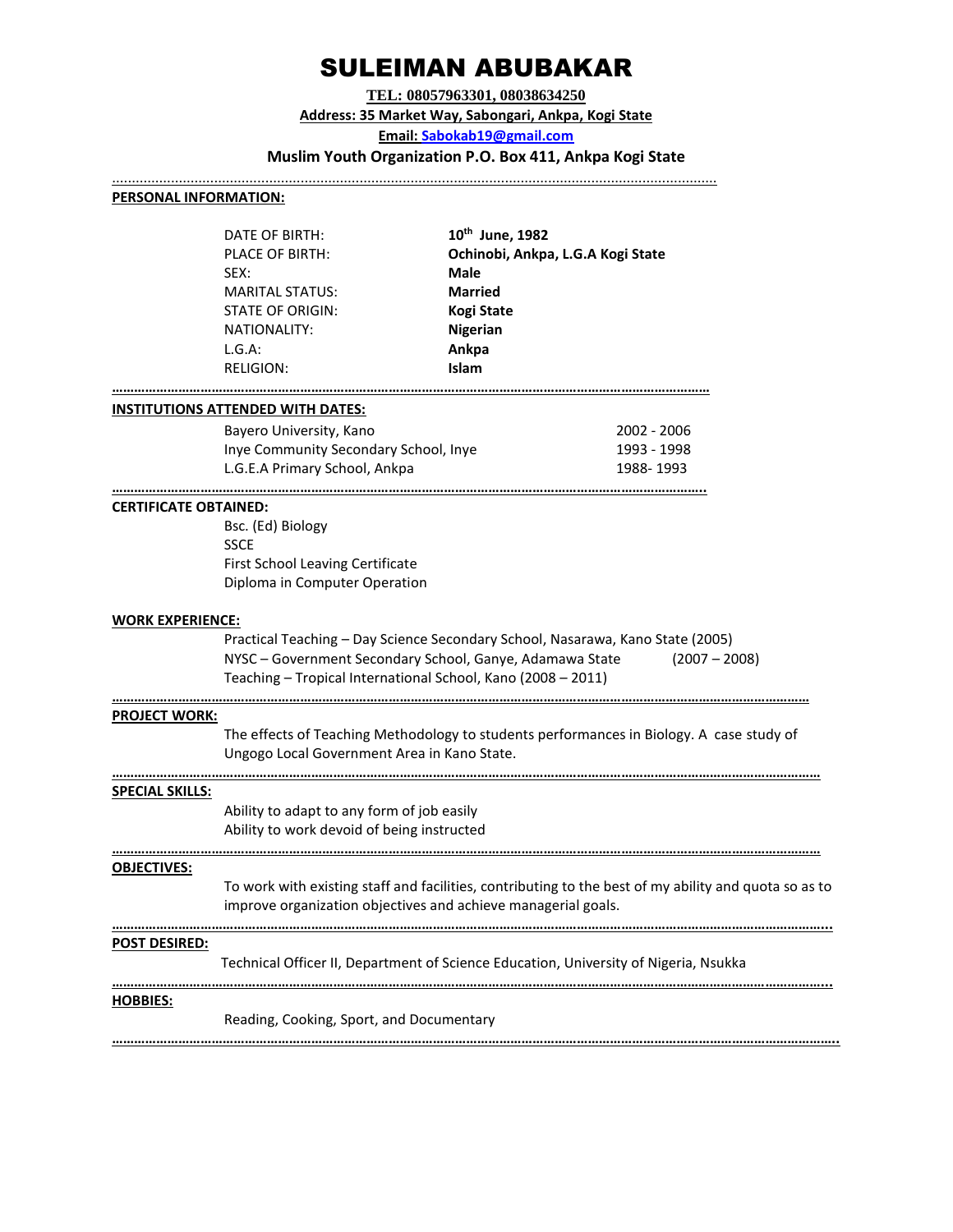# SULEIMAN ABUBAKAR

**TEL: 08057963301, 08038634250**

**Address: 35 Market Way, Sabongari, Ankpa, Kogi State**

**Email: Sabokab19@gmail.com**

**Muslim Youth Organization P.O. Box 411, Ankpa Kogi State**

---

## PERSONAL INFORMATION:

| | |
|---|---|
| DATE OF BIRTH: | **10th June, 1982** |
| PLACE OF BIRTH: | **Ochinobi, Ankpa, L.G.A Kogi State** |
| SEX: | **Male** |
| MARITAL STATUS: | **Married** |
| STATE OF ORIGIN: | **Kogi State** |
| NATIONALITY: | **Nigerian** |
| L.G.A: | **Ankpa** |
| RELIGION: | **Islam** |

---

## INSTITUTIONS ATTENDED WITH DATES:

| | |
|---|---|
| Bayero University, Kano | 2002 - 2006 |
| Inye Community Secondary School, Inye | 1993 - 1998 |
| L.G.E.A Primary School, Ankpa | 1988- 1993 |

---

## CERTIFICATE OBTAINED:

Bsc. (Ed) Biology
SSCE
First School Leaving Certificate
Diploma in Computer Operation

## WORK EXPERIENCE:

Practical Teaching – Day Science Secondary School, Nasarawa, Kano State (2005)
NYSC – Government Secondary School, Ganye, Adamawa State (2007 – 2008)
Teaching – Tropical International School, Kano (2008 – 2011)

---

## PROJECT WORK:

The effects of Teaching Methodology to students performances in Biology. A case study of Ungogo Local Government Area in Kano State.

---

## SPECIAL SKILLS:

Ability to adapt to any form of job easily
Ability to work devoid of being instructed

---

## OBJECTIVES:

To work with existing staff and facilities, contributing to the best of my ability and quota so as to improve organization objectives and achieve managerial goals.

---

## POST DESIRED:

Technical Officer II, Department of Science Education, University of Nigeria, Nsukka

---

## HOBBIES:

Reading, Cooking, Sport, and Documentary

---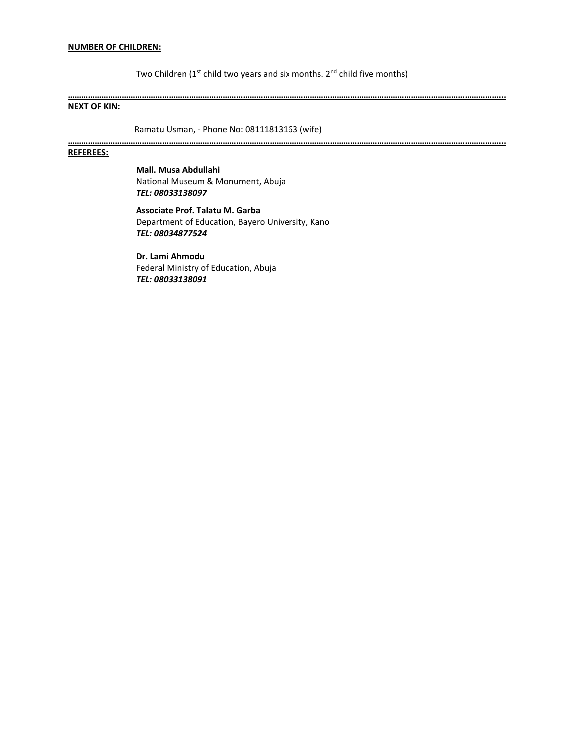**NUMBER OF CHILDREN:**

Two Children (1st child two years and six months. 2nd child five months)

---

**NEXT OF KIN:**

Ramatu Usman, - Phone No: 08111813163 (wife)

---

**REFEREES:**

**Mall. Musa Abdullahi**
National Museum & Monument, Abuja
***TEL: 08033138097***

**Associate Prof. Talatu M. Garba**
Department of Education, Bayero University, Kano
***TEL: 08034877524***

**Dr. Lami Ahmodu**
Federal Ministry of Education, Abuja
***TEL: 08033138091***